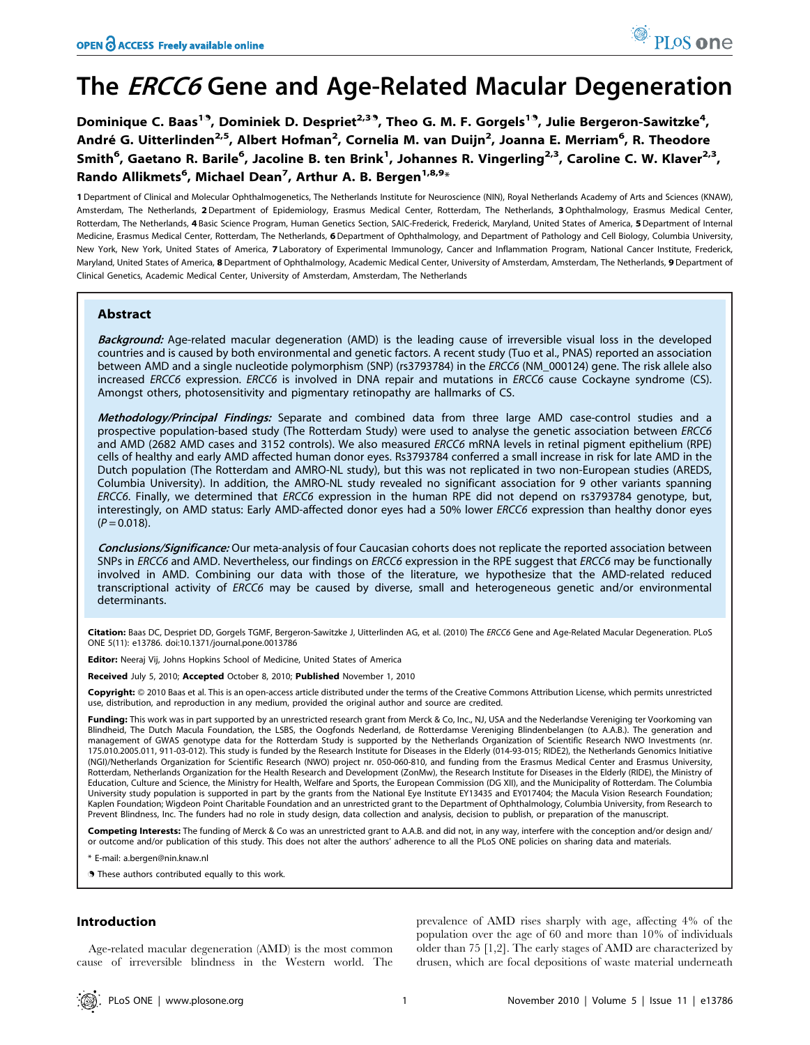# The *ERCC6* Gene and Age-Related Macular Degeneration

**Dominique C. Baas[1¶], Dominiek D. Despriet[2,3¶], Theo G. M. F. Gorgels[1¶], Julie Bergeron-Sawitzke[4], André G. Uitterlinden[2,5], Albert Hofman[2], Cornelia M. van Duijn[2], Joanna E. Merriam[6], R. Theodore Smith[6], Gaetano R. Barile[6], Jacoline B. ten Brink[1], Johannes R. Vingerling[2,3], Caroline C. W. Klaver[2,3], Rando Allikmets[6], Michael Dean[7], Arthur A. B. Bergen[1,8,9]***

**1** Department of Clinical and Molecular Ophthalmogenetics, The Netherlands Institute for Neuroscience (NIN), Royal Netherlands Academy of Arts and Sciences (KNAW), Amsterdam, The Netherlands, **2** Department of Epidemiology, Erasmus Medical Center, Rotterdam, The Netherlands, **3** Ophthalmology, Erasmus Medical Center, Rotterdam, The Netherlands, **4** Basic Science Program, Human Genetics Section, SAIC-Frederick, Frederick, Maryland, United States of America, **5** Department of Internal Medicine, Erasmus Medical Center, Rotterdam, The Netherlands, **6** Department of Ophthalmology, and Department of Pathology and Cell Biology, Columbia University, New York, New York, United States of America, **7** Laboratory of Experimental Immunology, Cancer and Inflammation Program, National Cancer Institute, Frederick, Maryland, United States of America, **8** Department of Ophthalmology, Academic Medical Center, University of Amsterdam, Amsterdam, The Netherlands, **9** Department of Clinical Genetics, Academic Medical Center, University of Amsterdam, Amsterdam, The Netherlands

## Abstract

***Background:*** Age-related macular degeneration (AMD) is the leading cause of irreversible visual loss in the developed countries and is caused by both environmental and genetic factors. A recent study (Tuo et al., PNAS) reported an association between AMD and a single nucleotide polymorphism (SNP) (rs3793784) in the *ERCC6* (NM_000124) gene. The risk allele also increased *ERCC6* expression. *ERCC6* is involved in DNA repair and mutations in *ERCC6* cause Cockayne syndrome (CS). Amongst others, photosensitivity and pigmentary retinopathy are hallmarks of CS.

***Methodology/Principal Findings:*** Separate and combined data from three large AMD case-control studies and a prospective population-based study (The Rotterdam Study) were used to analyse the genetic association between *ERCC6* and AMD (2682 AMD cases and 3152 controls). We also measured *ERCC6* mRNA levels in retinal pigment epithelium (RPE) cells of healthy and early AMD affected human donor eyes. Rs3793784 conferred a small increase in risk for late AMD in the Dutch population (The Rotterdam and AMRO-NL study), but this was not replicated in two non-European studies (AREDS, Columbia University). In addition, the AMRO-NL study revealed no significant association for 9 other variants spanning *ERCC6*. Finally, we determined that *ERCC6* expression in the human RPE did not depend on rs3793784 genotype, but, interestingly, on AMD status: Early AMD-affected donor eyes had a 50% lower *ERCC6* expression than healthy donor eyes ($P = 0.018$).

***Conclusions/Significance:*** Our meta-analysis of four Caucasian cohorts does not replicate the reported association between SNPs in *ERCC6* and AMD. Nevertheless, our findings on *ERCC6* expression in the RPE suggest that *ERCC6* may be functionally involved in AMD. Combining our data with those of the literature, we hypothesize that the AMD-related reduced transcriptional activity of *ERCC6* may be caused by diverse, small and heterogeneous genetic and/or environmental determinants.

**Citation:** Baas DC, Despriet DD, Gorgels TGMF, Bergeron-Sawitzke J, Uitterlinden AG, et al. (2010) The *ERCC6* Gene and Age-Related Macular Degeneration. PLoS ONE 5(11): e13786. doi:10.1371/journal.pone.0013786

**Editor:** Neeraj Vij, Johns Hopkins School of Medicine, United States of America

**Received** July 5, 2010; **Accepted** October 8, 2010; **Published** November 1, 2010

**Copyright:** © 2010 Baas et al. This is an open-access article distributed under the terms of the Creative Commons Attribution License, which permits unrestricted use, distribution, and reproduction in any medium, provided the original author and source are credited.

**Funding:** This work was in part supported by an unrestricted research grant from Merck & Co, Inc., NJ, USA and the Nederlandse Vereniging ter Voorkoming van Blindheid, The Dutch Macula Foundation, the LSBS, the Oogfonds Nederland, de Rotterdamse Vereniging Blindenbelangen (to A.A.B.). The generation and management of GWAS genotype data for the Rotterdam Study is supported by the Netherlands Organization of Scientific Research NWO Investments (nr. 175.010.2005.011, 911-03-012). This study is funded by the Research Institute for Diseases in the Elderly (014-93-015; RIDE2), the Netherlands Genomics Initiative (NGI)/Netherlands Organization for Scientific Research (NWO) project nr. 050-060-810, and funding from the Erasmus Medical Center and Erasmus University, Rotterdam, Netherlands Organization for the Health Research and Development (ZonMw), the Research Institute for Diseases in the Elderly (RIDE), the Ministry of Education, Culture and Science, the Ministry for Health, Welfare and Sports, the European Commission (DG XII), and the Municipality of Rotterdam. The Columbia University study population is supported in part by the grants from the National Eye Institute EY13435 and EY017404; the Macula Vision Research Foundation; Kaplen Foundation; Wigdeon Point Charitable Foundation and an unrestricted grant to the Department of Ophthalmology, Columbia University, from Research to Prevent Blindness, Inc. The funders had no role in study design, data collection and analysis, decision to publish, or preparation of the manuscript.

**Competing Interests:** The funding of Merck & Co was an unrestricted grant to A.A.B. and did not, in any way, interfere with the conception and/or design and/or outcome and/or publication of this study. This does not alter the authors' adherence to all the PLoS ONE policies on sharing data and materials.

\* E-mail: a.bergen@nin.knaw.nl

¶ These authors contributed equally to this work.

## Introduction

Age-related macular degeneration (AMD) is the most common cause of irreversible blindness in the Western world. The prevalence of AMD rises sharply with age, affecting 4% of the population over the age of 60 and more than 10% of individuals older than 75 [1,2]. The early stages of AMD are characterized by drusen, which are focal depositions of waste material underneath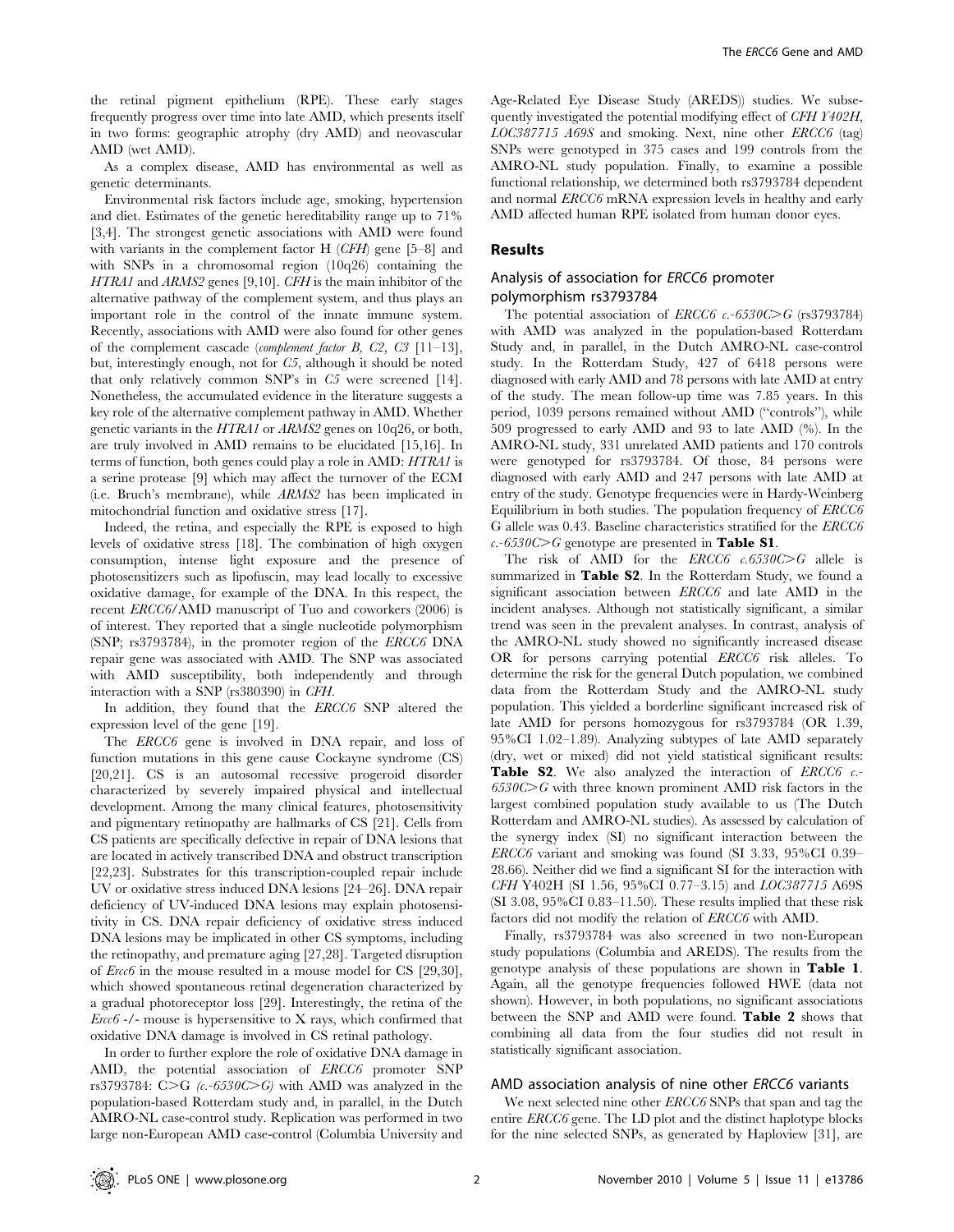the retinal pigment epithelium (RPE). These early stages frequently progress over time into late AMD, which presents itself in two forms: geographic atrophy (dry AMD) and neovascular AMD (wet AMD).

As a complex disease, AMD has environmental as well as genetic determinants.

Environmental risk factors include age, smoking, hypertension and diet. Estimates of the genetic hereditability range up to 71% [3,4]. The strongest genetic associations with AMD were found with variants in the complement factor H (*CFH*) gene [5–8] and with SNPs in a chromosomal region (10q26) containing the *HTRA1* and *ARMS2* genes [9,10]. *CFH* is the main inhibitor of the alternative pathway of the complement system, and thus plays an important role in the control of the innate immune system. Recently, associations with AMD were also found for other genes of the complement cascade (*complement factor B, C2, C3* [11–13], but, interestingly enough, not for *C5*, although it should be noted that only relatively common SNP's in *C5* were screened [14]. Nonetheless, the accumulated evidence in the literature suggests a key role of the alternative complement pathway in AMD. Whether genetic variants in the *HTRA1* or *ARMS2* genes on 10q26, or both, are truly involved in AMD remains to be elucidated [15,16]. In terms of function, both genes could play a role in AMD: *HTRA1* is a serine protease [9] which may affect the turnover of the ECM (i.e. Bruch's membrane), while *ARMS2* has been implicated in mitochondrial function and oxidative stress [17].

Indeed, the retina, and especially the RPE is exposed to high levels of oxidative stress [18]. The combination of high oxygen consumption, intense light exposure and the presence of photosensitizers such as lipofuscin, may lead locally to excessive oxidative damage, for example of the DNA. In this respect, the recent *ERCC6*/AMD manuscript of Tuo and coworkers (2006) is of interest. They reported that a single nucleotide polymorphism (SNP; rs3793784), in the promoter region of the *ERCC6* DNA repair gene was associated with AMD. The SNP was associated with AMD susceptibility, both independently and through interaction with a SNP (rs380390) in *CFH*.

In addition, they found that the *ERCC6* SNP altered the expression level of the gene [19].

The *ERCC6* gene is involved in DNA repair, and loss of function mutations in this gene cause Cockayne syndrome (CS) [20,21]. CS is an autosomal recessive progeroid disorder characterized by severely impaired physical and intellectual development. Among the many clinical features, photosensitivity and pigmentary retinopathy are hallmarks of CS [21]. Cells from CS patients are specifically defective in repair of DNA lesions that are located in actively transcribed DNA and obstruct transcription [22,23]. Substrates for this transcription-coupled repair include UV or oxidative stress induced DNA lesions [24–26]. DNA repair deficiency of UV-induced DNA lesions may explain photosensitivity in CS. DNA repair deficiency of oxidative stress induced DNA lesions may be implicated in other CS symptoms, including the retinopathy, and premature aging [27,28]. Targeted disruption of *Ercc6* in the mouse resulted in a mouse model for CS [29,30], which showed spontaneous retinal degeneration characterized by a gradual photoreceptor loss [29]. Interestingly, the retina of the *Ercc6* -/- mouse is hypersensitive to X rays, which confirmed that oxidative DNA damage is involved in CS retinal pathology.

In order to further explore the role of oxidative DNA damage in AMD, the potential association of *ERCC6* promoter SNP rs3793784: C>G (*c.-6530C>G*) with AMD was analyzed in the population-based Rotterdam study and, in parallel, in the Dutch AMRO-NL case-control study. Replication was performed in two large non-European AMD case-control (Columbia University and Age-Related Eye Disease Study (AREDS)) studies. We subsequently investigated the potential modifying effect of *CFH Y402H*, *LOC387715 A69S* and smoking. Next, nine other *ERCC6* (tag) SNPs were genotyped in 375 cases and 199 controls from the AMRO-NL study population. Finally, to examine a possible functional relationship, we determined both rs3793784 dependent and normal *ERCC6* mRNA expression levels in healthy and early AMD affected human RPE isolated from human donor eyes.

## Results

### Analysis of association for *ERCC6* promoter polymorphism rs3793784

The potential association of *ERCC6 c.-6530C>G* (rs3793784) with AMD was analyzed in the population-based Rotterdam Study and, in parallel, in the Dutch AMRO-NL case-control study. In the Rotterdam Study, 427 of 6418 persons were diagnosed with early AMD and 78 persons with late AMD at entry of the study. The mean follow-up time was 7.85 years. In this period, 1039 persons remained without AMD ("controls"), while 509 progressed to early AMD and 93 to late AMD (%). In the AMRO-NL study, 331 unrelated AMD patients and 170 controls were genotyped for rs3793784. Of those, 84 persons were diagnosed with early AMD and 247 persons with late AMD at entry of the study. Genotype frequencies were in Hardy-Weinberg Equilibrium in both studies. The population frequency of *ERCC6* G allele was 0.43. Baseline characteristics stratified for the *ERCC6 c.-6530C>G* genotype are presented in **Table S1**.

The risk of AMD for the *ERCC6 c.6530C>G* allele is summarized in **Table S2**. In the Rotterdam Study, we found a significant association between *ERCC6* and late AMD in the incident analyses. Although not statistically significant, a similar trend was seen in the prevalent analyses. In contrast, analysis of the AMRO-NL study showed no significantly increased disease OR for persons carrying potential *ERCC6* risk alleles. To determine the risk for the general Dutch population, we combined data from the Rotterdam Study and the AMRO-NL study population. This yielded a borderline significant increased risk of late AMD for persons homozygous for rs3793784 (OR 1.39, 95%CI 1.02–1.89). Analyzing subtypes of late AMD separately (dry, wet or mixed) did not yield statistical significant results: **Table S2**. We also analyzed the interaction of *ERCC6 c.-6530C>G* with three known prominent AMD risk factors in the largest combined population study available to us (The Dutch Rotterdam and AMRO-NL studies). As assessed by calculation of the synergy index (SI) no significant interaction between the *ERCC6* variant and smoking was found (SI 3.33, 95%CI 0.39–28.66). Neither did we find a significant SI for the interaction with *CFH* Y402H (SI 1.56, 95%CI 0.77–3.15) and *LOC387715* A69S (SI 3.08, 95%CI 0.83–11.50). These results implied that these risk factors did not modify the relation of *ERCC6* with AMD.

Finally, rs3793784 was also screened in two non-European study populations (Columbia and AREDS). The results from the genotype analysis of these populations are shown in **Table 1**. Again, all the genotype frequencies followed HWE (data not shown). However, in both populations, no significant associations between the SNP and AMD were found. **Table 2** shows that combining all data from the four studies did not result in statistically significant association.

### AMD association analysis of nine other *ERCC6* variants

We next selected nine other *ERCC6* SNPs that span and tag the entire *ERCC6* gene. The LD plot and the distinct haplotype blocks for the nine selected SNPs, as generated by Haploview [31], are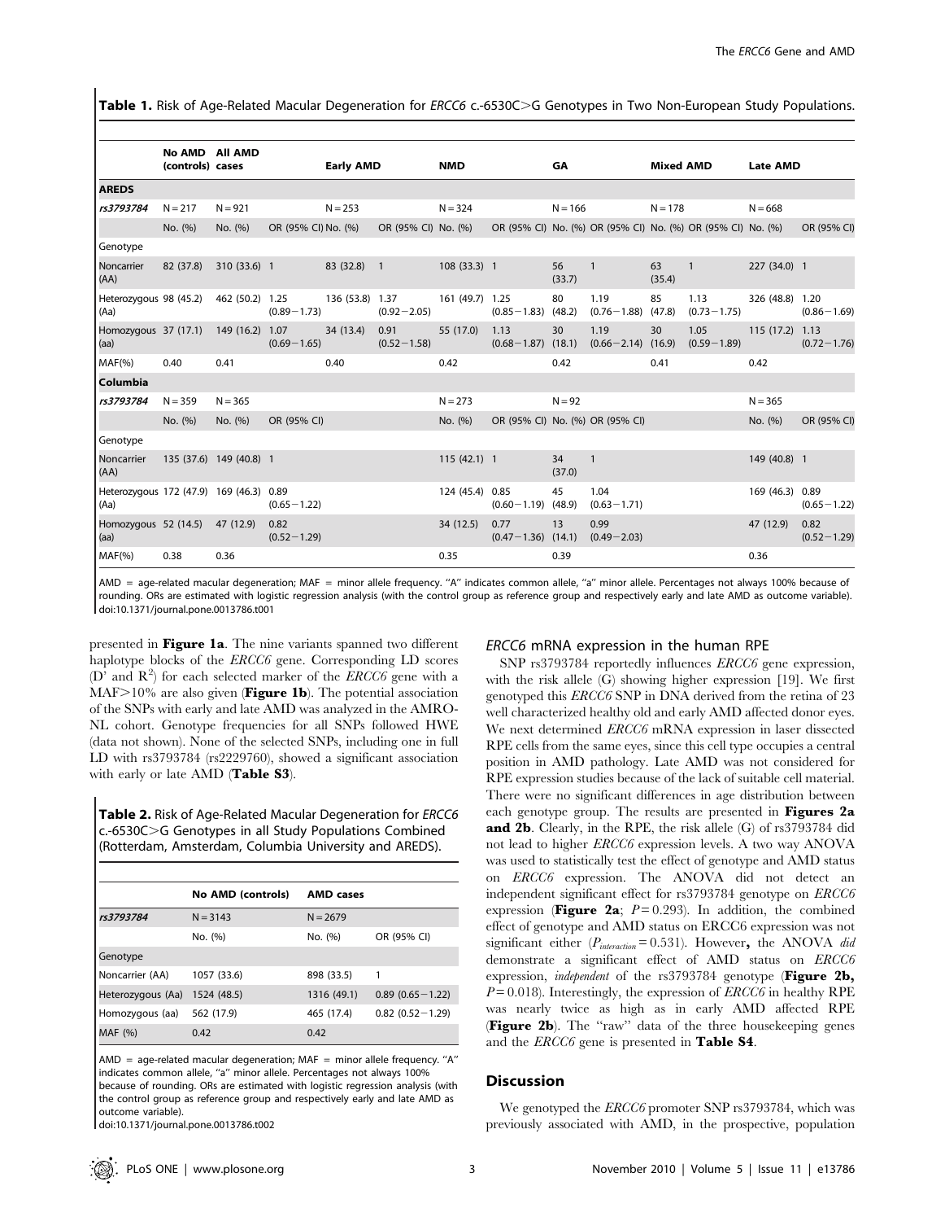**Table 1.** Risk of Age-Related Macular Degeneration for *ERCC6* c.-6530C>G Genotypes in Two Non-European Study Populations.

| | No AMD (controls) | All AMD cases | | Early AMD | | NMD | | GA | | Mixed AMD | | Late AMD | |
|---|---|---|---|---|---|---|---|---|---|---|---|---|---|
| **AREDS** | | | | | | | | | | | | | |
| *rs3793784* | N = 217 | N = 921 | | N = 253 | | N = 324 | | N = 166 | | N = 178 | | N = 668 | |
| | No. (%) | No. (%) | OR (95% CI) | No. (%) | OR (95% CI) | No. (%) | OR (95% CI) | No. (%) | OR (95% CI) | No. (%) | OR (95% CI) | No. (%) | OR (95% CI) |
| Genotype | | | | | | | | | | | | | |
| Noncarrier (AA) | 82 (37.8) | 310 (33.6) | 1 | 83 (32.8) | 1 | 108 (33.3) | 1 | 56 (33.7) | 1 | 63 (35.4) | 1 | 227 (34.0) | 1 |
| Heterozygous (Aa) | 98 (45.2) | 462 (50.2) | 1.25 (0.89−1.73) | 136 (53.8) | 1.37 (0.92−2.05) | 161 (49.7) | 1.25 (0.85−1.83) | 80 (48.2) | 1.19 (0.76−1.88) | 85 (47.8) | 1.13 (0.73−1.75) | 326 (48.8) | 1.20 (0.86−1.69) |
| Homozygous (aa) | 37 (17.1) | 149 (16.2) | 1.07 (0.69−1.65) | 34 (13.4) | 0.91 (0.52−1.58) | 55 (17.0) | 1.13 (0.68−1.87) | 30 (18.1) | 1.19 (0.66−2.14) | 30 (16.9) | 1.05 (0.59−1.89) | 115 (17.2) | 1.13 (0.72−1.76) |
| MAF(%) | 0.40 | 0.41 | | 0.40 | | 0.42 | | 0.42 | | 0.41 | | 0.42 | |
| **Columbia** | | | | | | | | | | | | | |
| *rs3793784* | N = 359 | N = 365 | | | | N = 273 | | N = 92 | | | | N = 365 | |
| | No. (%) | No. (%) | OR (95% CI) | | | No. (%) | OR (95% CI) | No. (%) | OR (95% CI) | | | No. (%) | OR (95% CI) |
| Genotype | | | | | | | | | | | | | |
| Noncarrier (AA) | 135 (37.6) | 149 (40.8) | 1 | | | 115 (42.1) | 1 | 34 (37.0) | 1 | | | 149 (40.8) | 1 |
| Heterozygous (Aa) | 172 (47.9) | 169 (46.3) | 0.89 (0.65−1.22) | | | 124 (45.4) | 0.85 (0.60−1.19) | 45 (48.9) | 1.04 (0.63−1.71) | | | 169 (46.3) | 0.89 (0.65−1.22) |
| Homozygous (aa) | 52 (14.5) | 47 (12.9) | 0.82 (0.52−1.29) | | | 34 (12.5) | 0.77 (0.47−1.36) | 13 (14.1) | 0.99 (0.49−2.03) | | | 47 (12.9) | 0.82 (0.52−1.29) |
| MAF(%) | 0.38 | 0.36 | | | | 0.35 | | 0.39 | | | | 0.36 | |

AMD = age-related macular degeneration; MAF = minor allele frequency. "A" indicates common allele, "a" minor allele. Percentages not always 100% because of rounding. ORs are estimated with logistic regression analysis (with the control group as reference group and respectively early and late AMD as outcome variable).
doi:10.1371/journal.pone.0013786.t001

presented in **Figure 1a**. The nine variants spanned two different haplotype blocks of the *ERCC6* gene. Corresponding LD scores (D' and $R^2$) for each selected marker of the *ERCC6* gene with a MAF>10% are also given (**Figure 1b**). The potential association of the SNPs with early and late AMD was analyzed in the AMRO-NL cohort. Genotype frequencies for all SNPs followed HWE (data not shown). None of the selected SNPs, including one in full LD with rs3793784 (rs2229760), showed a significant association with early or late AMD (**Table S3**).

**Table 2.** Risk of Age-Related Macular Degeneration for *ERCC6* c.-6530C>G Genotypes in all Study Populations Combined (Rotterdam, Amsterdam, Columbia University and AREDS).

| | No AMD (controls) | AMD cases | |
|---|---|---|---|
| *rs3793784* | N = 3143 | N = 2679 | |
| | No. (%) | No. (%) | OR (95% CI) |
| Genotype | | | |
| Noncarrier (AA) | 1057 (33.6) | 898 (33.5) | 1 |
| Heterozygous (Aa) | 1524 (48.5) | 1316 (49.1) | 0.89 (0.65−1.22) |
| Homozygous (aa) | 562 (17.9) | 465 (17.4) | 0.82 (0.52−1.29) |
| MAF (%) | 0.42 | 0.42 | |

AMD = age-related macular degeneration; MAF = minor allele frequency. "A" indicates common allele, "a" minor allele. Percentages not always 100% because of rounding. ORs are estimated with logistic regression analysis (with the control group as reference group and respectively early and late AMD as outcome variable).
doi:10.1371/journal.pone.0013786.t002

### *ERCC6* mRNA expression in the human RPE

SNP rs3793784 reportedly influences *ERCC6* gene expression, with the risk allele (G) showing higher expression [19]. We first genotyped this *ERCC6* SNP in DNA derived from the retina of 23 well characterized healthy old and early AMD affected donor eyes. We next determined *ERCC6* mRNA expression in laser dissected RPE cells from the same eyes, since this cell type occupies a central position in AMD pathology. Late AMD was not considered for RPE expression studies because of the lack of suitable cell material. There were no significant differences in age distribution between each genotype group. The results are presented in **Figures 2a and 2b**. Clearly, in the RPE, the risk allele (G) of rs3793784 did not lead to higher *ERCC6* expression levels. A two way ANOVA was used to statistically test the effect of genotype and AMD status on *ERCC6* expression. The ANOVA did not detect an independent significant effect for rs3793784 genotype on *ERCC6* expression (**Figure 2a**; $P = 0.293$). In addition, the combined effect of genotype and AMD status on ERCC6 expression was not significant either ($P_{interaction} = 0.531$). However**,** the ANOVA *did* demonstrate a significant effect of AMD status on *ERCC6* expression, *independent* of the rs3793784 genotype (**Figure 2b,** $P = 0.018$). Interestingly, the expression of *ERCC6* in healthy RPE was nearly twice as high as in early AMD affected RPE (**Figure 2b**). The "raw" data of the three housekeeping genes and the *ERCC6* gene is presented in **Table S4**.

## Discussion

We genotyped the *ERCC6* promoter SNP rs3793784, which was previously associated with AMD, in the prospective, population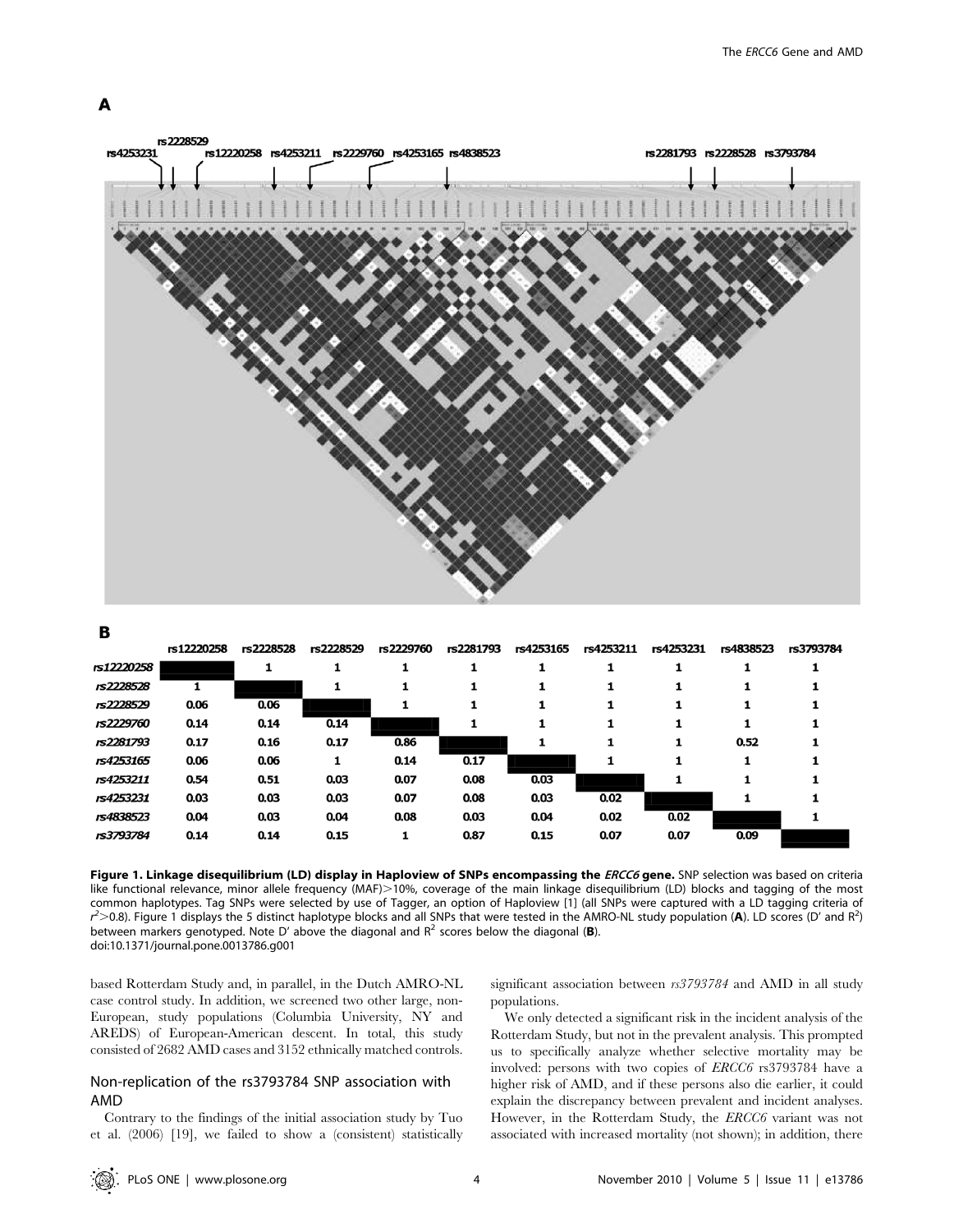**A**

rs2228529
rs4253231 rs12220258 rs4253211 rs2229760 rs4253165 rs4838523 rs2281793 rs2228528 rs3793784

**B**

| | rs12220258 | rs2228528 | rs2228529 | rs2229760 | rs2281793 | rs4253165 | rs4253211 | rs4253231 | rs4838523 | rs3793784 |
|---|---|---|---|---|---|---|---|---|---|---|
| *rs12220258* | | 1 | 1 | 1 | 1 | 1 | 1 | 1 | 1 | 1 |
| *rs2228528* | 1 | | 1 | 1 | 1 | 1 | 1 | 1 | 1 | 1 |
| *rs2228529* | 0.06 | 0.06 | | 1 | 1 | 1 | 1 | 1 | 1 | 1 |
| *rs2229760* | 0.14 | 0.14 | 0.14 | | 1 | 1 | 1 | 1 | 1 | 1 |
| *rs2281793* | 0.17 | 0.16 | 0.17 | 0.86 | | 1 | 1 | 1 | 0.52 | 1 |
| *rs4253165* | 0.06 | 0.06 | 1 | 0.14 | 0.17 | | 1 | 1 | 1 | 1 |
| *rs4253211* | 0.54 | 0.51 | 0.03 | 0.07 | 0.08 | 0.03 | | 1 | 1 | 1 |
| *rs4253231* | 0.03 | 0.03 | 0.03 | 0.07 | 0.08 | 0.03 | 0.02 | | 1 | 1 |
| *rs4838523* | 0.04 | 0.03 | 0.04 | 0.08 | 0.03 | 0.04 | 0.02 | 0.02 | | 1 |
| *rs3793784* | 0.14 | 0.14 | 0.15 | 1 | 0.87 | 0.15 | 0.07 | 0.07 | 0.09 | |

**Figure 1. Linkage disequilibrium (LD) display in Haploview of SNPs encompassing the *ERCC6* gene.** SNP selection was based on criteria like functional relevance, minor allele frequency (MAF)>10%, coverage of the main linkage disequilibrium (LD) blocks and tagging of the most common haplotypes. Tag SNPs were selected by use of Tagger, an option of Haploview [1] (all SNPs were captured with a LD tagging criteria of $r^2$>0.8). Figure 1 displays the 5 distinct haplotype blocks and all SNPs that were tested in the AMRO-NL study population (**A**). LD scores (D' and $R^2$) between markers genotyped. Note D' above the diagonal and $R^2$ scores below the diagonal (**B**).
doi:10.1371/journal.pone.0013786.g001

based Rotterdam Study and, in parallel, in the Dutch AMRO-NL case control study. In addition, we screened two other large, non-European, study populations (Columbia University, NY and AREDS) of European-American descent. In total, this study consisted of 2682 AMD cases and 3152 ethnically matched controls.

## Non-replication of the rs3793784 SNP association with AMD

Contrary to the findings of the initial association study by Tuo et al. (2006) [19], we failed to show a (consistent) statistically significant association between *rs3793784* and AMD in all study populations.

We only detected a significant risk in the incident analysis of the Rotterdam Study, but not in the prevalent analysis. This prompted us to specifically analyze whether selective mortality may be involved: persons with two copies of *ERCC6* rs3793784 have a higher risk of AMD, and if these persons also die earlier, it could explain the discrepancy between prevalent and incident analyses. However, in the Rotterdam Study, the *ERCC6* variant was not associated with increased mortality (not shown); in addition, there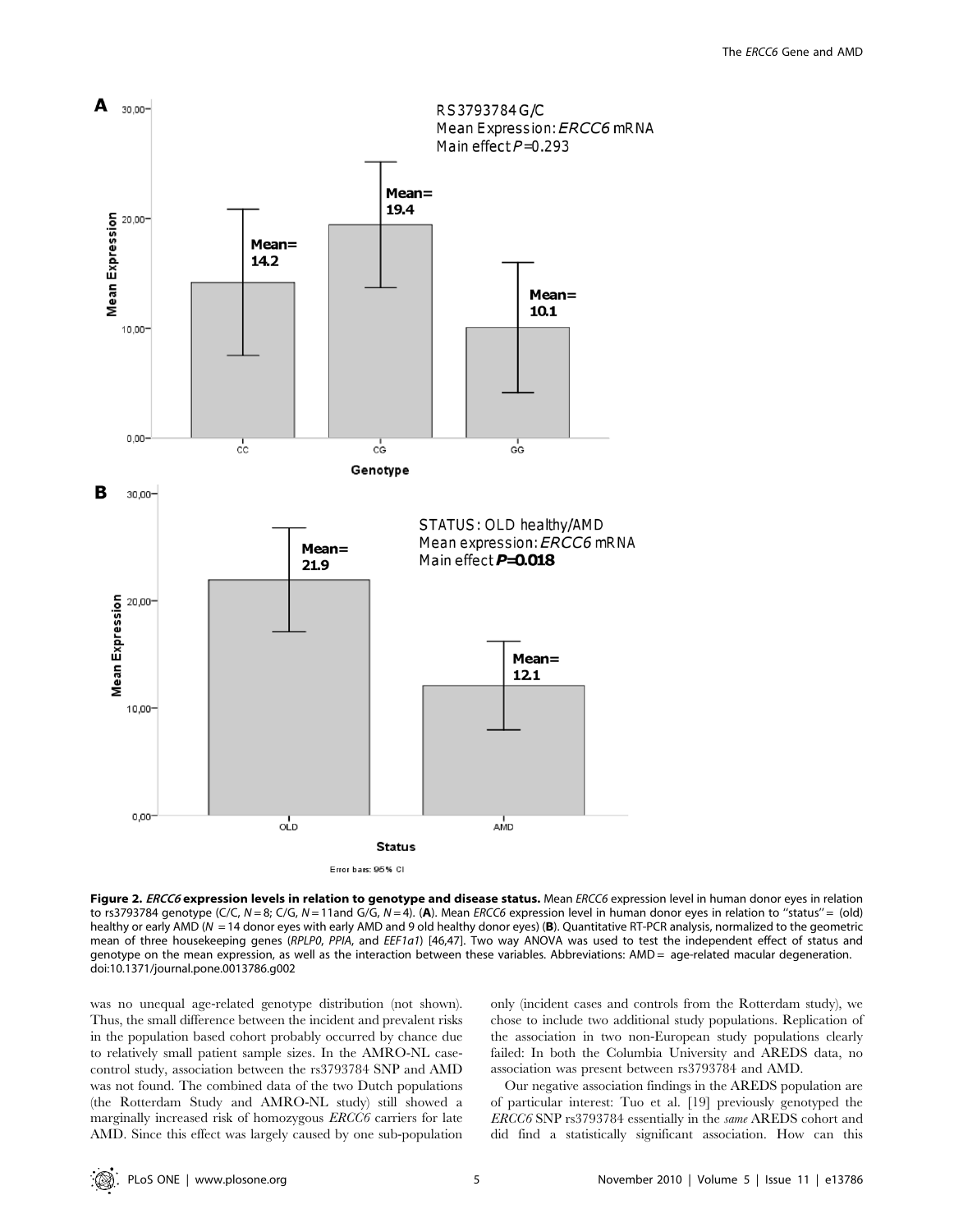**Figure 2. *ERCC6* expression levels in relation to genotype and disease status.** Mean *ERCC6* expression level in human donor eyes in relation to rs3793784 genotype (C/C, $N = 8$; C/G, $N = 11$and G/G, $N = 4$). (**A**). Mean *ERCC6* expression level in human donor eyes in relation to ''status'' = (old) healthy or early AMD ($N = 14$ donor eyes with early AMD and 9 old healthy donor eyes) (**B**). Quantitative RT-PCR analysis, normalized to the geometric mean of three housekeeping genes (*RPLP0*, *PPIA*, and *EEF1a1*) [46,47]. Two way ANOVA was used to test the independent effect of status and genotype on the mean expression, as well as the interaction between these variables. Abbreviations: AMD = age-related macular degeneration.
doi:10.1371/journal.pone.0013786.g002

was no unequal age-related genotype distribution (not shown). Thus, the small difference between the incident and prevalent risks in the population based cohort probably occurred by chance due to relatively small patient sample sizes. In the AMRO-NL case-control study, association between the rs3793784 SNP and AMD was not found. The combined data of the two Dutch populations (the Rotterdam Study and AMRO-NL study) still showed a marginally increased risk of homozygous *ERCC6* carriers for late AMD. Since this effect was largely caused by one sub-population only (incident cases and controls from the Rotterdam study), we chose to include two additional study populations. Replication of the association in two non-European study populations clearly failed: In both the Columbia University and AREDS data, no association was present between rs3793784 and AMD.

Our negative association findings in the AREDS population are of particular interest: Tuo et al. [19] previously genotyped the *ERCC6* SNP rs3793784 essentially in the *same* AREDS cohort and did find a statistically significant association. How can this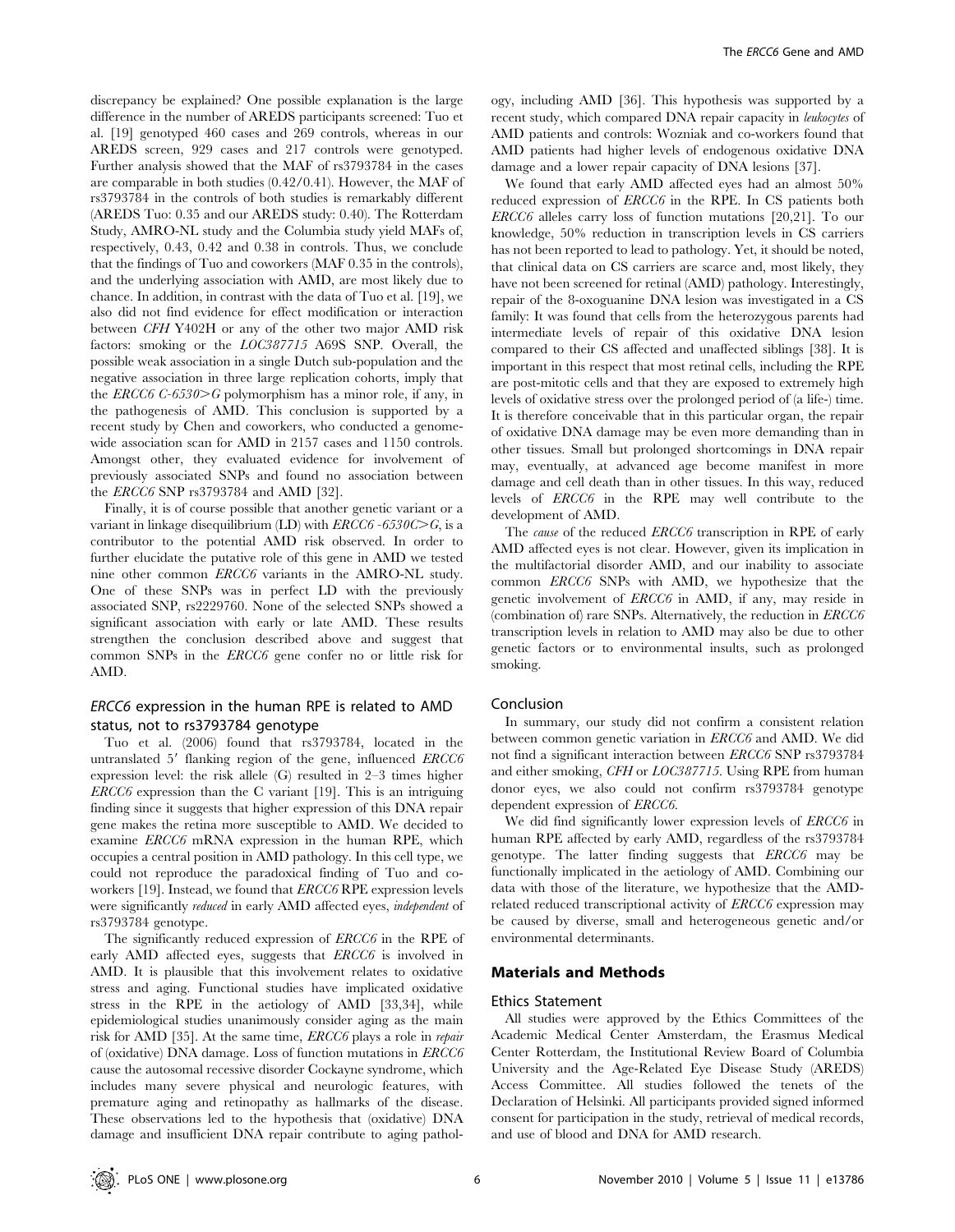discrepancy be explained? One possible explanation is the large difference in the number of AREDS participants screened: Tuo et al. [19] genotyped 460 cases and 269 controls, whereas in our AREDS screen, 929 cases and 217 controls were genotyped. Further analysis showed that the MAF of rs3793784 in the cases are comparable in both studies (0.42/0.41). However, the MAF of rs3793784 in the controls of both studies is remarkably different (AREDS Tuo: 0.35 and our AREDS study: 0.40). The Rotterdam Study, AMRO-NL study and the Columbia study yield MAFs of, respectively, 0.43, 0.42 and 0.38 in controls. Thus, we conclude that the findings of Tuo and coworkers (MAF 0.35 in the controls), and the underlying association with AMD, are most likely due to chance. In addition, in contrast with the data of Tuo et al. [19], we also did not find evidence for effect modification or interaction between *CFH* Y402H or any of the other two major AMD risk factors: smoking or the *LOC387715* A69S SNP. Overall, the possible weak association in a single Dutch sub-population and the negative association in three large replication cohorts, imply that the *ERCC6 C-6530>G* polymorphism has a minor role, if any, in the pathogenesis of AMD. This conclusion is supported by a recent study by Chen and coworkers, who conducted a genome-wide association scan for AMD in 2157 cases and 1150 controls. Amongst other, they evaluated evidence for involvement of previously associated SNPs and found no association between the *ERCC6* SNP rs3793784 and AMD [32].

Finally, it is of course possible that another genetic variant or a variant in linkage disequilibrium (LD) with *ERCC6 -6530C>G*, is a contributor to the potential AMD risk observed. In order to further elucidate the putative role of this gene in AMD we tested nine other common *ERCC6* variants in the AMRO-NL study. One of these SNPs was in perfect LD with the previously associated SNP, rs2229760. None of the selected SNPs showed a significant association with early or late AMD. These results strengthen the conclusion described above and suggest that common SNPs in the *ERCC6* gene confer no or little risk for AMD.

### *ERCC6* expression in the human RPE is related to AMD status, not to rs3793784 genotype

Tuo et al. (2006) found that rs3793784, located in the untranslated 5′ flanking region of the gene, influenced *ERCC6* expression level: the risk allele (G) resulted in 2–3 times higher *ERCC6* expression than the C variant [19]. This is an intriguing finding since it suggests that higher expression of this DNA repair gene makes the retina more susceptible to AMD. We decided to examine *ERCC6* mRNA expression in the human RPE, which occupies a central position in AMD pathology. In this cell type, we could not reproduce the paradoxical finding of Tuo and coworkers [19]. Instead, we found that *ERCC6* RPE expression levels were significantly *reduced* in early AMD affected eyes, *independent* of rs3793784 genotype.

The significantly reduced expression of *ERCC6* in the RPE of early AMD affected eyes, suggests that *ERCC6* is involved in AMD. It is plausible that this involvement relates to oxidative stress and aging. Functional studies have implicated oxidative stress in the RPE in the aetiology of AMD [33,34], while epidemiological studies unanimously consider aging as the main risk for AMD [35]. At the same time, *ERCC6* plays a role in *repair* of (oxidative) DNA damage. Loss of function mutations in *ERCC6* cause the autosomal recessive disorder Cockayne syndrome, which includes many severe physical and neurologic features, with premature aging and retinopathy as hallmarks of the disease. These observations led to the hypothesis that (oxidative) DNA damage and insufficient DNA repair contribute to aging pathology, including AMD [36]. This hypothesis was supported by a recent study, which compared DNA repair capacity in *leukocytes* of AMD patients and controls: Wozniak and co-workers found that AMD patients had higher levels of endogenous oxidative DNA damage and a lower repair capacity of DNA lesions [37].

We found that early AMD affected eyes had an almost 50% reduced expression of *ERCC6* in the RPE. In CS patients both *ERCC6* alleles carry loss of function mutations [20,21]. To our knowledge, 50% reduction in transcription levels in CS carriers has not been reported to lead to pathology. Yet, it should be noted, that clinical data on CS carriers are scarce and, most likely, they have not been screened for retinal (AMD) pathology. Interestingly, repair of the 8-oxoguanine DNA lesion was investigated in a CS family: It was found that cells from the heterozygous parents had intermediate levels of repair of this oxidative DNA lesion compared to their CS affected and unaffected siblings [38]. It is important in this respect that most retinal cells, including the RPE are post-mitotic cells and that they are exposed to extremely high levels of oxidative stress over the prolonged period of (a life-) time. It is therefore conceivable that in this particular organ, the repair of oxidative DNA damage may be even more demanding than in other tissues. Small but prolonged shortcomings in DNA repair may, eventually, at advanced age become manifest in more damage and cell death than in other tissues. In this way, reduced levels of *ERCC6* in the RPE may well contribute to the development of AMD.

The *cause* of the reduced *ERCC6* transcription in RPE of early AMD affected eyes is not clear. However, given its implication in the multifactorial disorder AMD, and our inability to associate common *ERCC6* SNPs with AMD, we hypothesize that the genetic involvement of *ERCC6* in AMD, if any, may reside in (combination of) rare SNPs. Alternatively, the reduction in *ERCC6* transcription levels in relation to AMD may also be due to other genetic factors or to environmental insults, such as prolonged smoking.

### Conclusion

In summary, our study did not confirm a consistent relation between common genetic variation in *ERCC6* and AMD. We did not find a significant interaction between *ERCC6* SNP rs3793784 and either smoking, *CFH* or *LOC387715*. Using RPE from human donor eyes, we also could not confirm rs3793784 genotype dependent expression of *ERCC6*.

We did find significantly lower expression levels of *ERCC6* in human RPE affected by early AMD, regardless of the rs3793784 genotype. The latter finding suggests that *ERCC6* may be functionally implicated in the aetiology of AMD. Combining our data with those of the literature, we hypothesize that the AMD-related reduced transcriptional activity of *ERCC6* expression may be caused by diverse, small and heterogeneous genetic and/or environmental determinants.

## Materials and Methods

### Ethics Statement

All studies were approved by the Ethics Committees of the Academic Medical Center Amsterdam, the Erasmus Medical Center Rotterdam, the Institutional Review Board of Columbia University and the Age-Related Eye Disease Study (AREDS) Access Committee. All studies followed the tenets of the Declaration of Helsinki. All participants provided signed informed consent for participation in the study, retrieval of medical records, and use of blood and DNA for AMD research.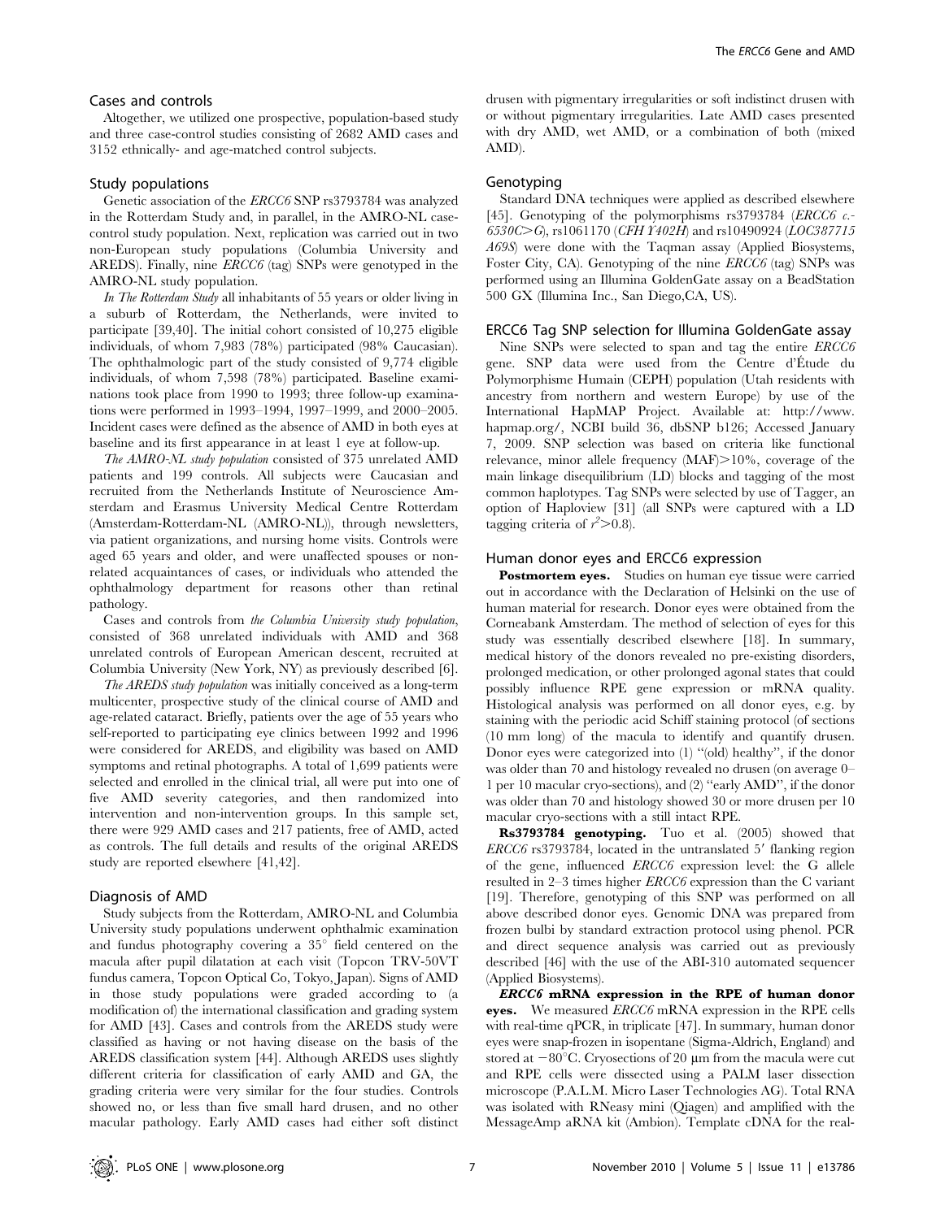### Cases and controls

Altogether, we utilized one prospective, population-based study and three case-control studies consisting of 2682 AMD cases and 3152 ethnically- and age-matched control subjects.

### Study populations

Genetic association of the *ERCC6* SNP rs3793784 was analyzed in the Rotterdam Study and, in parallel, in the AMRO-NL case-control study population. Next, replication was carried out in two non-European study populations (Columbia University and AREDS). Finally, nine *ERCC6* (tag) SNPs were genotyped in the AMRO-NL study population.

*In The Rotterdam Study* all inhabitants of 55 years or older living in a suburb of Rotterdam, the Netherlands, were invited to participate [39,40]. The initial cohort consisted of 10,275 eligible individuals, of whom 7,983 (78%) participated (98% Caucasian). The ophthalmologic part of the study consisted of 9,774 eligible individuals, of whom 7,598 (78%) participated. Baseline examinations took place from 1990 to 1993; three follow-up examinations were performed in 1993–1994, 1997–1999, and 2000–2005. Incident cases were defined as the absence of AMD in both eyes at baseline and its first appearance in at least 1 eye at follow-up.

*The AMRO-NL study population* consisted of 375 unrelated AMD patients and 199 controls. All subjects were Caucasian and recruited from the Netherlands Institute of Neuroscience Amsterdam and Erasmus University Medical Centre Rotterdam (Amsterdam-Rotterdam-NL (AMRO-NL)), through newsletters, via patient organizations, and nursing home visits. Controls were aged 65 years and older, and were unaffected spouses or non-related acquaintances of cases, or individuals who attended the ophthalmology department for reasons other than retinal pathology.

Cases and controls from *the Columbia University study population*, consisted of 368 unrelated individuals with AMD and 368 unrelated controls of European American descent, recruited at Columbia University (New York, NY) as previously described [6].

*The AREDS study population* was initially conceived as a long-term multicenter, prospective study of the clinical course of AMD and age-related cataract. Briefly, patients over the age of 55 years who self-reported to participating eye clinics between 1992 and 1996 were considered for AREDS, and eligibility was based on AMD symptoms and retinal photographs. A total of 1,699 patients were selected and enrolled in the clinical trial, all were put into one of five AMD severity categories, and then randomized into intervention and non-intervention groups. In this sample set, there were 929 AMD cases and 217 patients, free of AMD, acted as controls. The full details and results of the original AREDS study are reported elsewhere [41,42].

### Diagnosis of AMD

Study subjects from the Rotterdam, AMRO-NL and Columbia University study populations underwent ophthalmic examination and fundus photography covering a 35° field centered on the macula after pupil dilatation at each visit (Topcon TRV-50VT fundus camera, Topcon Optical Co, Tokyo, Japan). Signs of AMD in those study populations were graded according to (a modification of) the international classification and grading system for AMD [43]. Cases and controls from the AREDS study were classified as having or not having disease on the basis of the AREDS classification system [44]. Although AREDS uses slightly different criteria for classification of early AMD and GA, the grading criteria were very similar for the four studies. Controls showed no, or less than five small hard drusen, and no other macular pathology. Early AMD cases had either soft distinct drusen with pigmentary irregularities or soft indistinct drusen with or without pigmentary irregularities. Late AMD cases presented with dry AMD, wet AMD, or a combination of both (mixed AMD).

### Genotyping

Standard DNA techniques were applied as described elsewhere [45]. Genotyping of the polymorphisms rs3793784 (*ERCC6 c.-6530C>G*), rs1061170 (*CFH Y402H*) and rs10490924 (*LOC387715 A69S*) were done with the Taqman assay (Applied Biosystems, Foster City, CA). Genotyping of the nine *ERCC6* (tag) SNPs was performed using an Illumina GoldenGate assay on a BeadStation 500 GX (Illumina Inc., San Diego,CA, US).

### ERCC6 Tag SNP selection for Illumina GoldenGate assay

Nine SNPs were selected to span and tag the entire *ERCC6* gene. SNP data were used from the Centre d'Étude du Polymorphisme Humain (CEPH) population (Utah residents with ancestry from northern and western Europe) by use of the International HapMAP Project. Available at: http://www.hapmap.org/, NCBI build 36, dbSNP b126; Accessed January 7, 2009. SNP selection was based on criteria like functional relevance, minor allele frequency (MAF)>10%, coverage of the main linkage disequilibrium (LD) blocks and tagging of the most common haplotypes. Tag SNPs were selected by use of Tagger, an option of Haploview [31] (all SNPs were captured with a LD tagging criteria of $r^2>0.8$).

### Human donor eyes and ERCC6 expression

**Postmortem eyes.** Studies on human eye tissue were carried out in accordance with the Declaration of Helsinki on the use of human material for research. Donor eyes were obtained from the Corneabank Amsterdam. The method of selection of eyes for this study was essentially described elsewhere [18]. In summary, medical history of the donors revealed no pre-existing disorders, prolonged medication, or other prolonged agonal states that could possibly influence RPE gene expression or mRNA quality. Histological analysis was performed on all donor eyes, e.g. by staining with the periodic acid Schiff staining protocol (of sections (10 mm long) of the macula to identify and quantify drusen. Donor eyes were categorized into (1) ''(old) healthy'', if the donor was older than 70 and histology revealed no drusen (on average 0–1 per 10 macular cryo-sections), and (2) ''early AMD'', if the donor was older than 70 and histology showed 30 or more drusen per 10 macular cryo-sections with a still intact RPE.

**Rs3793784 genotyping.** Tuo et al. (2005) showed that *ERCC6* rs3793784, located in the untranslated 5′ flanking region of the gene, influenced *ERCC6* expression level: the G allele resulted in 2–3 times higher *ERCC6* expression than the C variant [19]. Therefore, genotyping of this SNP was performed on all above described donor eyes. Genomic DNA was prepared from frozen bulbi by standard extraction protocol using phenol. PCR and direct sequence analysis was carried out as previously described [46] with the use of the ABI-310 automated sequencer (Applied Biosystems).

***ERCC6* mRNA expression in the RPE of human donor eyes.** We measured *ERCC6* mRNA expression in the RPE cells with real-time qPCR, in triplicate [47]. In summary, human donor eyes were snap-frozen in isopentane (Sigma-Aldrich, England) and stored at −80°C. Cryosections of 20 µm from the macula were cut and RPE cells were dissected using a PALM laser dissection microscope (P.A.L.M. Micro Laser Technologies AG). Total RNA was isolated with RNeasy mini (Qiagen) and amplified with the MessageAmp aRNA kit (Ambion). Template cDNA for the real-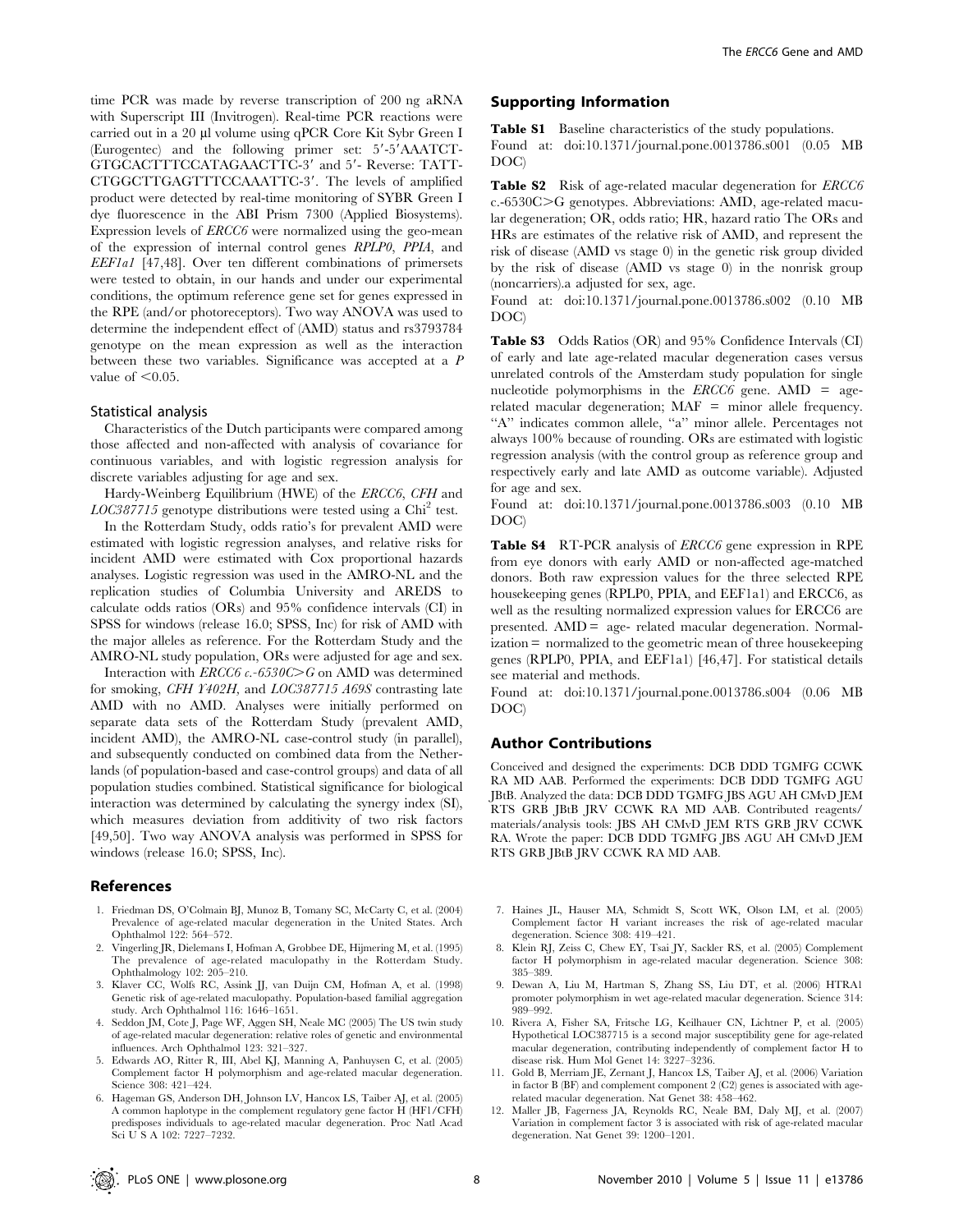time PCR was made by reverse transcription of 200 ng aRNA with Superscript III (Invitrogen). Real-time PCR reactions were carried out in a 20 µl volume using qPCR Core Kit Sybr Green I (Eurogentec) and the following primer set: 5′-5′AAATCT-GTGCACTTTCCATAGAACTTC-3′ and 5′- Reverse: TATT-CTGGCTTGAGTTTCCAAATTC-3′. The levels of amplified product were detected by real-time monitoring of SYBR Green I dye fluorescence in the ABI Prism 7300 (Applied Biosystems). Expression levels of *ERCC6* were normalized using the geo-mean of the expression of internal control genes *RPLP0*, *PPIA*, and *EEF1a1* [47,48]. Over ten different combinations of primersets were tested to obtain, in our hands and under our experimental conditions, the optimum reference gene set for genes expressed in the RPE (and/or photoreceptors). Two way ANOVA was used to determine the independent effect of (AMD) status and rs3793784 genotype on the mean expression as well as the interaction between these two variables. Significance was accepted at a $P$ value of $<0.05$.

### Statistical analysis

Characteristics of the Dutch participants were compared among those affected and non-affected with analysis of covariance for continuous variables, and with logistic regression analysis for discrete variables adjusting for age and sex.

Hardy-Weinberg Equilibrium (HWE) of the *ERCC6*, *CFH* and *LOC387715* genotype distributions were tested using a $\text{Chi}^2$ test.

In the Rotterdam Study, odds ratio's for prevalent AMD were estimated with logistic regression analyses, and relative risks for incident AMD were estimated with Cox proportional hazards analyses. Logistic regression was used in the AMRO-NL and the replication studies of Columbia University and AREDS to calculate odds ratios (ORs) and 95% confidence intervals (CI) in SPSS for windows (release 16.0; SPSS, Inc) for risk of AMD with the major alleles as reference. For the Rotterdam Study and the AMRO-NL study population, ORs were adjusted for age and sex.

Interaction with *ERCC6 c.-6530C>G* on AMD was determined for smoking, *CFH Y402H,* and *LOC387715 A69S* contrasting late AMD with no AMD. Analyses were initially performed on separate data sets of the Rotterdam Study (prevalent AMD, incident AMD), the AMRO-NL case-control study (in parallel), and subsequently conducted on combined data from the Netherlands (of population-based and case-control groups) and data of all population studies combined. Statistical significance for biological interaction was determined by calculating the synergy index (SI), which measures deviation from additivity of two risk factors [49,50]. Two way ANOVA analysis was performed in SPSS for windows (release 16.0; SPSS, Inc).

## Supporting Information

**Table S1** Baseline characteristics of the study populations.
Found at: doi:10.1371/journal.pone.0013786.s001 (0.05 MB DOC)

**Table S2** Risk of age-related macular degeneration for *ERCC6* c.-6530C>G genotypes. Abbreviations: AMD, age-related macular degeneration; OR, odds ratio; HR, hazard ratio The ORs and HRs are estimates of the relative risk of AMD, and represent the risk of disease (AMD vs stage 0) in the genetic risk group divided by the risk of disease (AMD vs stage 0) in the nonrisk group (noncarriers).a adjusted for sex, age.
Found at: doi:10.1371/journal.pone.0013786.s002 (0.10 MB DOC)

**Table S3** Odds Ratios (OR) and 95% Confidence Intervals (CI) of early and late age-related macular degeneration cases versus unrelated controls of the Amsterdam study population for single nucleotide polymorphisms in the *ERCC6* gene. AMD = age-related macular degeneration; MAF = minor allele frequency. "A" indicates common allele, "a" minor allele. Percentages not always 100% because of rounding. ORs are estimated with logistic regression analysis (with the control group as reference group and respectively early and late AMD as outcome variable). Adjusted for age and sex.
Found at: doi:10.1371/journal.pone.0013786.s003 (0.10 MB DOC)

**Table S4** RT-PCR analysis of *ERCC6* gene expression in RPE from eye donors with early AMD or non-affected age-matched donors. Both raw expression values for the three selected RPE housekeeping genes (RPLP0, PPIA, and EEF1a1) and ERCC6, as well as the resulting normalized expression values for ERCC6 are presented. AMD = age- related macular degeneration. Normalization = normalized to the geometric mean of three housekeeping genes (RPLP0, PPIA, and EEF1a1) [46,47]. For statistical details see material and methods.
Found at: doi:10.1371/journal.pone.0013786.s004 (0.06 MB DOC)

## Author Contributions

Conceived and designed the experiments: DCB DDD TGMFG CCWK RA MD AAB. Performed the experiments: DCB DDD TGMFG AGU JBtB. Analyzed the data: DCB DDD TGMFG JBS AGU AH CMvD JEM RTS GRB JBtB JRV CCWK RA MD AAB. Contributed reagents/materials/analysis tools: JBS AH CMvD JEM RTS GRB JRV CCWK RA. Wrote the paper: DCB DDD TGMFG JBS AGU AH CMvD JEM RTS GRB JBtB JRV CCWK RA MD AAB.

## References

1. Friedman DS, O'Colmain BJ, Munoz B, Tomany SC, McCarty C, et al. (2004) Prevalence of age-related macular degeneration in the United States. Arch Ophthalmol 122: 564–572.
2. Vingerling JR, Dielemans I, Hofman A, Grobbee DE, Hijmering M, et al. (1995) The prevalence of age-related maculopathy in the Rotterdam Study. Ophthalmology 102: 205–210.
3. Klaver CC, Wolfs RC, Assink JJ, van Duijn CM, Hofman A, et al. (1998) Genetic risk of age-related maculopathy. Population-based familial aggregation study. Arch Ophthalmol 116: 1646–1651.
4. Seddon JM, Cote J, Page WF, Aggen SH, Neale MC (2005) The US twin study of age-related macular degeneration: relative roles of genetic and environmental influences. Arch Ophthalmol 123: 321–327.
5. Edwards AO, Ritter R, III, Abel KJ, Manning A, Panhuysen C, et al. (2005) Complement factor H polymorphism and age-related macular degeneration. Science 308: 421–424.
6. Hageman GS, Anderson DH, Johnson LV, Hancox LS, Taiber AJ, et al. (2005) A common haplotype in the complement regulatory gene factor H (HF1/CFH) predisposes individuals to age-related macular degeneration. Proc Natl Acad Sci U S A 102: 7227–7232.
7. Haines JL, Hauser MA, Schmidt S, Scott WK, Olson LM, et al. (2005) Complement factor H variant increases the risk of age-related macular degeneration. Science 308: 419–421.
8. Klein RJ, Zeiss C, Chew EY, Tsai JY, Sackler RS, et al. (2005) Complement factor H polymorphism in age-related macular degeneration. Science 308: 385–389.
9. Dewan A, Liu M, Hartman S, Zhang SS, Liu DT, et al. (2006) HTRA1 promoter polymorphism in wet age-related macular degeneration. Science 314: 989–992.
10. Rivera A, Fisher SA, Fritsche LG, Keilhauer CN, Lichtner P, et al. (2005) Hypothetical LOC387715 is a second major susceptibility gene for age-related macular degeneration, contributing independently of complement factor H to disease risk. Hum Mol Genet 14: 3227–3236.
11. Gold B, Merriam JE, Zernant J, Hancox LS, Taiber AJ, et al. (2006) Variation in factor B (BF) and complement component 2 (C2) genes is associated with age-related macular degeneration. Nat Genet 38: 458–462.
12. Maller JB, Fagerness JA, Reynolds RC, Neale BM, Daly MJ, et al. (2007) Variation in complement factor 3 is associated with risk of age-related macular degeneration. Nat Genet 39: 1200–1201.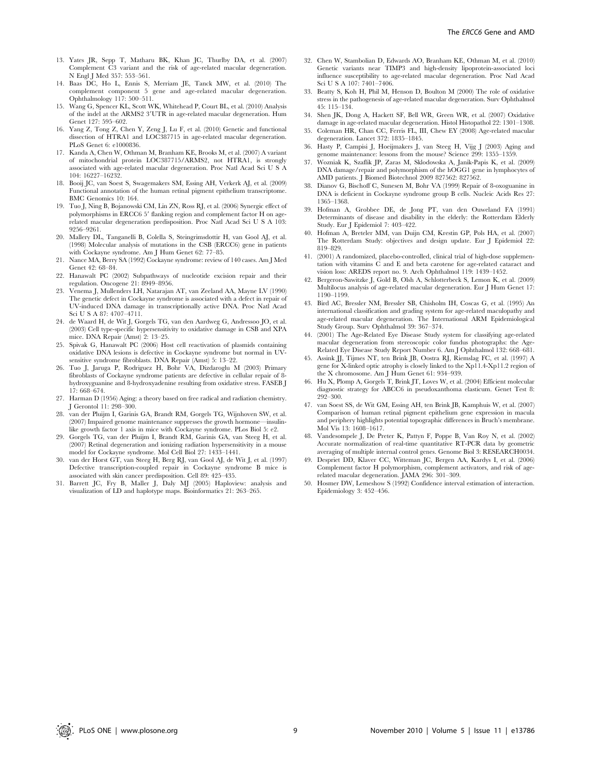13. Yates JR, Sepp T, Matharu BK, Khan JC, Thurlby DA, et al. (2007) Complement C3 variant and the risk of age-related macular degeneration. N Engl J Med 357: 553–561.
14. Baas DC, Ho L, Ennis S, Merriam JE, Tanck MW, et al. (2010) The complement component 5 gene and age-related macular degeneration. Ophthalmology 117: 500–511.
15. Wang G, Spencer KL, Scott WK, Whitehead P, Court BL, et al. (2010) Analysis of the indel at the ARMS2 3′UTR in age-related macular degeneration. Hum Genet 127: 595–602.
16. Yang Z, Tong Z, Chen Y, Zeng J, Lu F, et al. (2010) Genetic and functional dissection of HTRA1 and LOC387715 in age-related macular degeneration. PLoS Genet 6: e1000836.
17. Kanda A, Chen W, Othman M, Branham KE, Brooks M, et al. (2007) A variant of mitochondrial protein LOC387715/ARMS2, not HTRA1, is strongly associated with age-related macular degeneration. Proc Natl Acad Sci U S A 104: 16227–16232.
18. Booij JC, van Soest S, Swagemakers SM, Essing AH, Verkerk AJ, et al. (2009) Functional annotation of the human retinal pigment epithelium transcriptome. BMC Genomics 10: 164.
19. Tuo J, Ning B, Bojanowski CM, Lin ZN, Ross RJ, et al. (2006) Synergic effect of polymorphisms in ERCC6 5′ flanking region and complement factor H on age-related macular degeneration predisposition. Proc Natl Acad Sci U S A 103: 9256–9261.
20. Mallery DL, Tanganelli B, Colella S, Steingrimsdottir H, van Gool AJ, et al. (1998) Molecular analysis of mutations in the CSB (ERCC6) gene in patients with Cockayne syndrome. Am J Hum Genet 62: 77–85.
21. Nance MA, Berry SA (1992) Cockayne syndrome: review of 140 cases. Am J Med Genet 42: 68–84.
22. Hanawalt PC (2002) Subpathways of nucleotide excision repair and their regulation. Oncogene 21: 8949–8956.
23. Venema J, Mullenders LH, Natarajan AT, van Zeeland AA, Mayne LV (1990) The genetic defect in Cockayne syndrome is associated with a defect in repair of UV-induced DNA damage in transcriptionally active DNA. Proc Natl Acad Sci U S A 87: 4707–4711.
24. de Waard H, de Wit J, Gorgels TG, van den Aardweg G, Andressoo JO, et al. (2003) Cell type-specific hypersensitivity to oxidative damage in CSB and XPA mice. DNA Repair (Amst) 2: 13–25.
25. Spivak G, Hanawalt PC (2006) Host cell reactivation of plasmids containing oxidative DNA lesions is defective in Cockayne syndrome but normal in UV-sensitive syndrome fibroblasts. DNA Repair (Amst) 5: 13–22.
26. Tuo J, Jaruga P, Rodriguez H, Bohr VA, Dizdaroglu M (2003) Primary fibroblasts of Cockayne syndrome patients are defective in cellular repair of 8-hydroxyguanine and 8-hydroxyadenine resulting from oxidative stress. FASEB J 17: 668–674.
27. Harman D (1956) Aging: a theory based on free radical and radiation chemistry. J Gerontol 11: 298–300.
28. van der Pluijm I, Garinis GA, Brandt RM, Gorgels TG, Wijnhoven SW, et al. (2007) Impaired genome maintenance suppresses the growth hormone—insulin-like growth factor 1 axis in mice with Cockayne syndrome. PLos Biol 5: e2.
29. Gorgels TG, van der Pluijm I, Brandt RM, Garinis GA, van Steeg H, et al. (2007) Retinal degeneration and ionizing radiation hypersensitivity in a mouse model for Cockayne syndrome. Mol Cell Biol 27: 1433–1441.
30. van der Horst GT, van Steeg H, Berg RJ, van Gool AJ, de Wit J, et al. (1997) Defective transcription-coupled repair in Cockayne syndrome B mice is associated with skin cancer predisposition. Cell 89: 425–435.
31. Barrett JC, Fry B, Maller J, Daly MJ (2005) Haploview: analysis and visualization of LD and haplotype maps. Bioinformatics 21: 263–265.
32. Chen W, Stambolian D, Edwards AO, Branham KE, Othman M, et al. (2010) Genetic variants near TIMP3 and high-density lipoprotein-associated loci influence susceptibility to age-related macular degeneration. Proc Natl Acad Sci U S A 107: 7401–7406.
33. Beatty S, Koh H, Phil M, Henson D, Boulton M (2000) The role of oxidative stress in the pathogenesis of age-related macular degeneration. Surv Ophthalmol 45: 115–134.
34. Shen JK, Dong A, Hackett SF, Bell WR, Green WR, et al. (2007) Oxidative damage in age-related macular degeneration. Histol Histopathol 22: 1301–1308.
35. Coleman HR, Chan CC, Ferris FL, III, Chew EY (2008) Age-related macular degeneration. Lancet 372: 1835–1845.
36. Hasty P, Campisi J, Hoeijmakers J, van Steeg H, Vijg J (2003) Aging and genome maintenance: lessons from the mouse? Science 299: 1355–1359.
37. Wozniak K, Szaflik JP, Zaras M, Sklodowska A, Janik-Papis K, et al. (2009) DNA damage/repair and polymorphism of the hOGG1 gene in lymphocytes of AMD patients. J Biomed Biotechnol 2009 827562: 827562.
38. Dianov G, Bischoff C, Sunesen M, Bohr VA (1999) Repair of 8-oxoguanine in DNA is deficient in Cockayne syndrome group B cells. Nucleic Acids Res 27: 1365–1368.
39. Hofman A, Grobbee DE, de Jong PT, van den Ouweland FA (1991) Determinants of disease and disability in the elderly: the Rotterdam Elderly Study. Eur J Epidemiol 7: 403–422.
40. Hofman A, Breteler MM, van Duijn CM, Krestin GP, Pols HA, et al. (2007) The Rotterdam Study: objectives and design update. Eur J Epidemiol 22: 819–829.
41. (2001) A randomized, placebo-controlled, clinical trial of high-dose supplementation with vitamins C and E and beta carotene for age-related cataract and vision loss: AREDS report no. 9. Arch Ophthalmol 119: 1439–1452.
42. Bergeron-Sawitzke J, Gold B, Olsh A, Schlotterbeck S, Lemon K, et al. (2009) Multilocus analysis of age-related macular degeneration. Eur J Hum Genet 17: 1190–1199.
43. Bird AC, Bressler NM, Bressler SB, Chisholm IH, Coscas G, et al. (1995) An international classification and grading system for age-related maculopathy and age-related macular degeneration. The International ARM Epidemiological Study Group. Surv Ophthalmol 39: 367–374.
44. (2001) The Age-Related Eye Disease Study system for classifying age-related macular degeneration from stereoscopic color fundus photographs: the Age-Related Eye Disease Study Report Number 6. Am J Ophthalmol 132: 668–681.
45. Assink JJ, Tijmes NT, ten Brink JB, Oostra RJ, Riemslag FC, et al. (1997) A gene for X-linked optic atrophy is closely linked to the Xp11.4-Xp11.2 region of the X chromosome. Am J Hum Genet 61: 934–939.
46. Hu X, Plomp A, Gorgels T, Brink JT, Loves W, et al. (2004) Efficient molecular diagnostic strategy for ABCC6 in pseudoxanthoma elasticum. Genet Test 8: 292–300.
47. van Soest SS, de Wit GM, Essing AH, ten Brink JB, Kamphuis W, et al. (2007) Comparison of human retinal pigment epithelium gene expression in macula and periphery highlights potential topographic differences in Bruch's membrane. Mol Vis 13: 1608–1617.
48. Vandesompele J, De Preter K, Pattyn F, Poppe B, Van Roy N, et al. (2002) Accurate normalization of real-time quantitative RT-PCR data by geometric averaging of multiple internal control genes. Genome Biol 3: RESEARCH0034.
49. Despriet DD, Klaver CC, Witteman JC, Bergen AA, Kardys I, et al. (2006) Complement factor H polymorphism, complement activators, and risk of age-related macular degeneration. JAMA 296: 301–309.
50. Hosmer DW, Lemeshow S (1992) Confidence interval estimation of interaction. Epidemiology 3: 452–456.